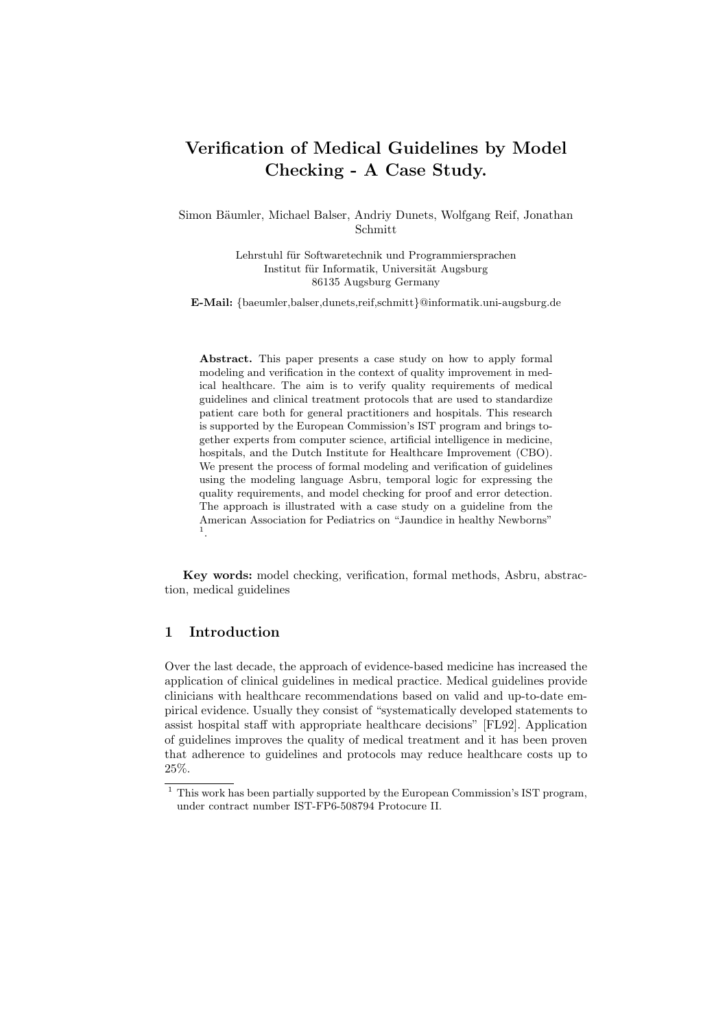# Verification of Medical Guidelines by Model Checking - A Case Study.

Simon Bäumler, Michael Balser, Andriy Dunets, Wolfgang Reif, Jonathan Schmitt

Lehrstuhl für Softwaretechnik und Programmiersprachen
Institut für Informatik, Universität Augsburg
86135 Augsburg Germany

**E-Mail:** {baeumler,balser,dunets,reif,schmitt}@informatik.uni-augsburg.de

**Abstract.** This paper presents a case study on how to apply formal modeling and verification in the context of quality improvement in medical healthcare. The aim is to verify quality requirements of medical guidelines and clinical treatment protocols that are used to standardize patient care both for general practitioners and hospitals. This research is supported by the European Commission's IST program and brings together experts from computer science, artificial intelligence in medicine, hospitals, and the Dutch Institute for Healthcare Improvement (CBO). We present the process of formal modeling and verification of guidelines using the modeling language Asbru, temporal logic for expressing the quality requirements, and model checking for proof and error detection. The approach is illustrated with a case study on a guideline from the American Association for Pediatrics on "Jaundice in healthy Newborns" [1].

**Key words:** model checking, verification, formal methods, Asbru, abstraction, medical guidelines

## 1 Introduction

Over the last decade, the approach of evidence-based medicine has increased the application of clinical guidelines in medical practice. Medical guidelines provide clinicians with healthcare recommendations based on valid and up-to-date empirical evidence. Usually they consist of "systematically developed statements to assist hospital staff with appropriate healthcare decisions" [FL92]. Application of guidelines improves the quality of medical treatment and it has been proven that adherence to guidelines and protocols may reduce healthcare costs up to 25%.

[1] This work has been partially supported by the European Commission's IST program, under contract number IST-FP6-508794 Protocure II.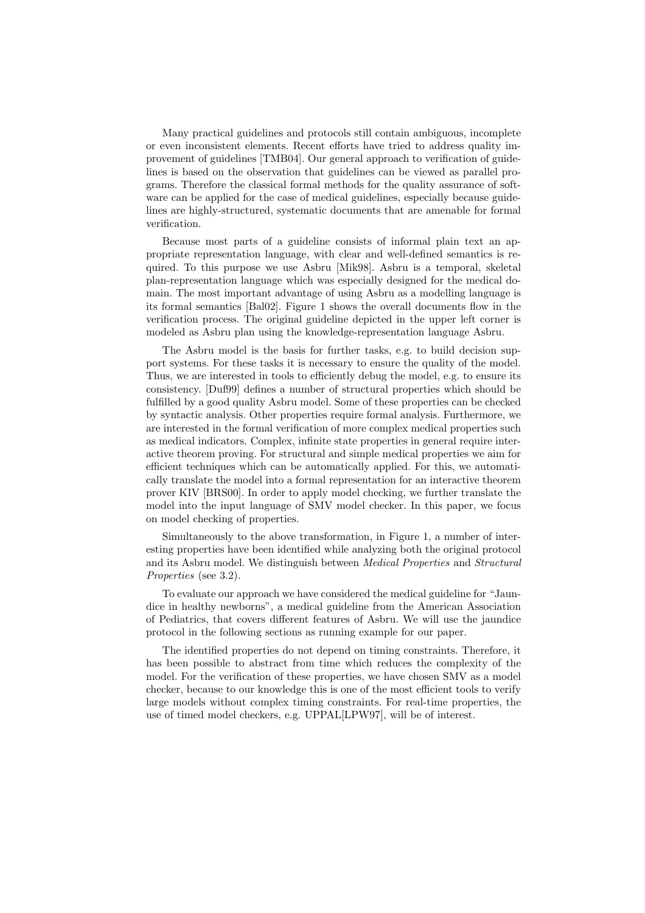Many practical guidelines and protocols still contain ambiguous, incomplete or even inconsistent elements. Recent efforts have tried to address quality improvement of guidelines [TMB04]. Our general approach to verification of guidelines is based on the observation that guidelines can be viewed as parallel programs. Therefore the classical formal methods for the quality assurance of software can be applied for the case of medical guidelines, especially because guidelines are highly-structured, systematic documents that are amenable for formal verification.

Because most parts of a guideline consists of informal plain text an appropriate representation language, with clear and well-defined semantics is required. To this purpose we use Asbru [Mik98]. Asbru is a temporal, skeletal plan-representation language which was especially designed for the medical domain. The most important advantage of using Asbru as a modelling language is its formal semantics [Bal02]. Figure 1 shows the overall documents flow in the verification process. The original guideline depicted in the upper left corner is modeled as Asbru plan using the knowledge-representation language Asbru.

The Asbru model is the basis for further tasks, e.g. to build decision support systems. For these tasks it is necessary to ensure the quality of the model. Thus, we are interested in tools to efficiently debug the model, e.g. to ensure its consistency. [Duf99] defines a number of structural properties which should be fulfilled by a good quality Asbru model. Some of these properties can be checked by syntactic analysis. Other properties require formal analysis. Furthermore, we are interested in the formal verification of more complex medical properties such as medical indicators. Complex, infinite state properties in general require interactive theorem proving. For structural and simple medical properties we aim for efficient techniques which can be automatically applied. For this, we automatically translate the model into a formal representation for an interactive theorem prover KIV [BRS00]. In order to apply model checking, we further translate the model into the input language of SMV model checker. In this paper, we focus on model checking of properties.

Simultaneously to the above transformation, in Figure 1, a number of interesting properties have been identified while analyzing both the original protocol and its Asbru model. We distinguish between *Medical Properties* and *Structural Properties* (see 3.2).

To evaluate our approach we have considered the medical guideline for "Jaundice in healthy newborns", a medical guideline from the American Association of Pediatrics, that covers different features of Asbru. We will use the jaundice protocol in the following sections as running example for our paper.

The identified properties do not depend on timing constraints. Therefore, it has been possible to abstract from time which reduces the complexity of the model. For the verification of these properties, we have chosen SMV as a model checker, because to our knowledge this is one of the most efficient tools to verify large models without complex timing constraints. For real-time properties, the use of timed model checkers, e.g. UPPAL[LPW97], will be of interest.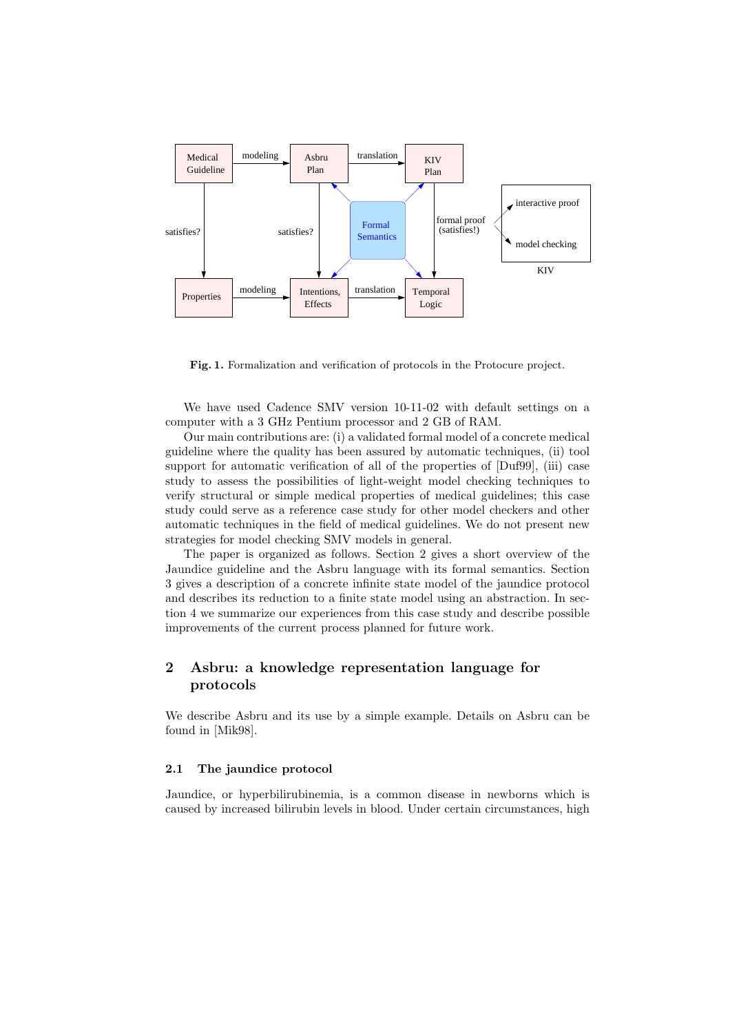**Fig. 1.** Formalization and verification of protocols in the Protocure project.

We have used Cadence SMV version 10-11-02 with default settings on a computer with a 3 GHz Pentium processor and 2 GB of RAM.

Our main contributions are: (i) a validated formal model of a concrete medical guideline where the quality has been assured by automatic techniques, (ii) tool support for automatic verification of all of the properties of [Duf99], (iii) case study to assess the possibilities of light-weight model checking techniques to verify structural or simple medical properties of medical guidelines; this case study could serve as a reference case study for other model checkers and other automatic techniques in the field of medical guidelines. We do not present new strategies for model checking SMV models in general.

The paper is organized as follows. Section 2 gives a short overview of the Jaundice guideline and the Asbru language with its formal semantics. Section 3 gives a description of a concrete infinite state model of the jaundice protocol and describes its reduction to a finite state model using an abstraction. In section 4 we summarize our experiences from this case study and describe possible improvements of the current process planned for future work.

## 2 Asbru: a knowledge representation language for protocols

We describe Asbru and its use by a simple example. Details on Asbru can be found in [Mik98].

### 2.1 The jaundice protocol

Jaundice, or hyperbilirubinemia, is a common disease in newborns which is caused by increased bilirubin levels in blood. Under certain circumstances, high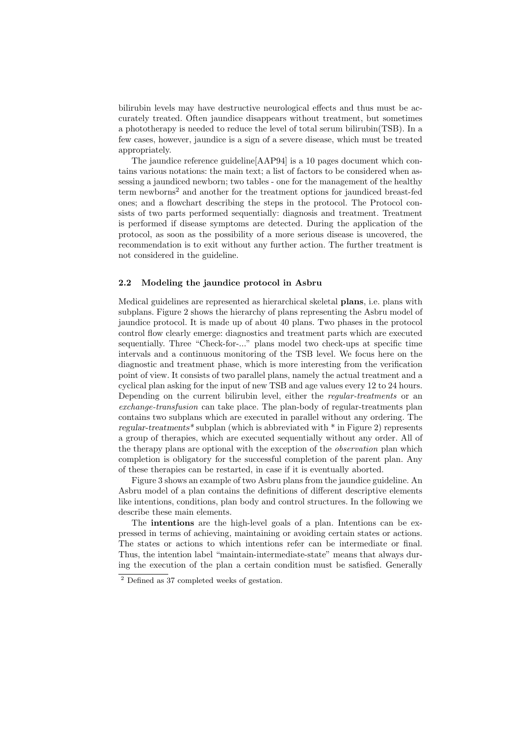bilirubin levels may have destructive neurological effects and thus must be accurately treated. Often jaundice disappears without treatment, but sometimes a phototherapy is needed to reduce the level of total serum bilirubin(TSB). In a few cases, however, jaundice is a sign of a severe disease, which must be treated appropriately.

The jaundice reference guideline[AAP94] is a 10 pages document which contains various notations: the main text; a list of factors to be considered when assessing a jaundiced newborn; two tables - one for the management of the healthy term newborns[2] and another for the treatment options for jaundiced breast-fed ones; and a flowchart describing the steps in the protocol. The Protocol consists of two parts performed sequentially: diagnosis and treatment. Treatment is performed if disease symptoms are detected. During the application of the protocol, as soon as the possibility of a more serious disease is uncovered, the recommendation is to exit without any further action. The further treatment is not considered in the guideline.

### 2.2 Modeling the jaundice protocol in Asbru

Medical guidelines are represented as hierarchical skeletal **plans**, i.e. plans with subplans. Figure 2 shows the hierarchy of plans representing the Asbru model of jaundice protocol. It is made up of about 40 plans. Two phases in the protocol control flow clearly emerge: diagnostics and treatment parts which are executed sequentially. Three "Check-for-..." plans model two check-ups at specific time intervals and a continuous monitoring of the TSB level. We focus here on the diagnostic and treatment phase, which is more interesting from the verification point of view. It consists of two parallel plans, namely the actual treatment and a cyclical plan asking for the input of new TSB and age values every 12 to 24 hours. Depending on the current bilirubin level, either the *regular-treatments* or an *exchange-transfusion* can take place. The plan-body of regular-treatments plan contains two subplans which are executed in parallel without any ordering. The *regular-treatments** subplan (which is abbreviated with * in Figure 2) represents a group of therapies, which are executed sequentially without any order. All of the therapy plans are optional with the exception of the *observation* plan which completion is obligatory for the successful completion of the parent plan. Any of these therapies can be restarted, in case if it is eventually aborted.

Figure 3 shows an example of two Asbru plans from the jaundice guideline. An Asbru model of a plan contains the definitions of different descriptive elements like intentions, conditions, plan body and control structures. In the following we describe these main elements.

The **intentions** are the high-level goals of a plan. Intentions can be expressed in terms of achieving, maintaining or avoiding certain states or actions. The states or actions to which intentions refer can be intermediate or final. Thus, the intention label "maintain-intermediate-state" means that always during the execution of the plan a certain condition must be satisfied. Generally

[2] Defined as 37 completed weeks of gestation.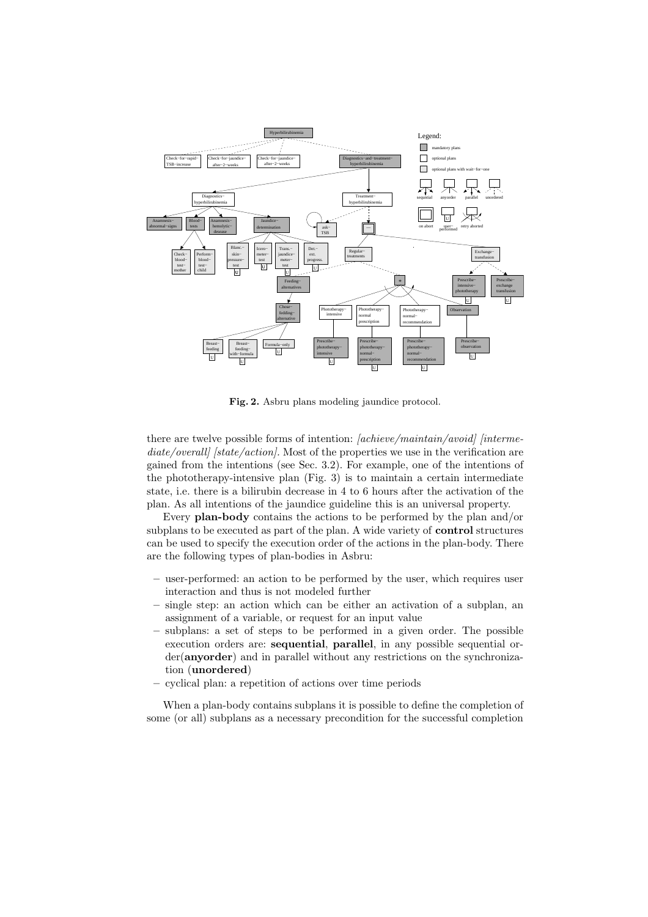**Fig. 2.** Asbru plans modeling jaundice protocol.

there are twelve possible forms of intention: *[achieve/maintain/avoid] [intermediate/overall] [state/action]*. Most of the properties we use in the verification are gained from the intentions (see Sec. 3.2). For example, one of the intentions of the phototherapy-intensive plan (Fig. 3) is to maintain a certain intermediate state, i.e. there is a bilirubin decrease in 4 to 6 hours after the activation of the plan. As all intentions of the jaundice guideline this is an universal property.

Every **plan-body** contains the actions to be performed by the plan and/or subplans to be executed as part of the plan. A wide variety of **control** structures can be used to specify the execution order of the actions in the plan-body. There are the following types of plan-bodies in Asbru:

- user-performed: an action to be performed by the user, which requires user interaction and thus is not modeled further
- single step: an action which can be either an activation of a subplan, an assignment of a variable, or request for an input value
- subplans: a set of steps to be performed in a given order. The possible execution orders are: **sequential**, **parallel**, in any possible sequential order(**anyorder**) and in parallel without any restrictions on the synchronization (**unordered**)
- cyclical plan: a repetition of actions over time periods

When a plan-body contains subplans it is possible to define the completion of some (or all) subplans as a necessary precondition for the successful completion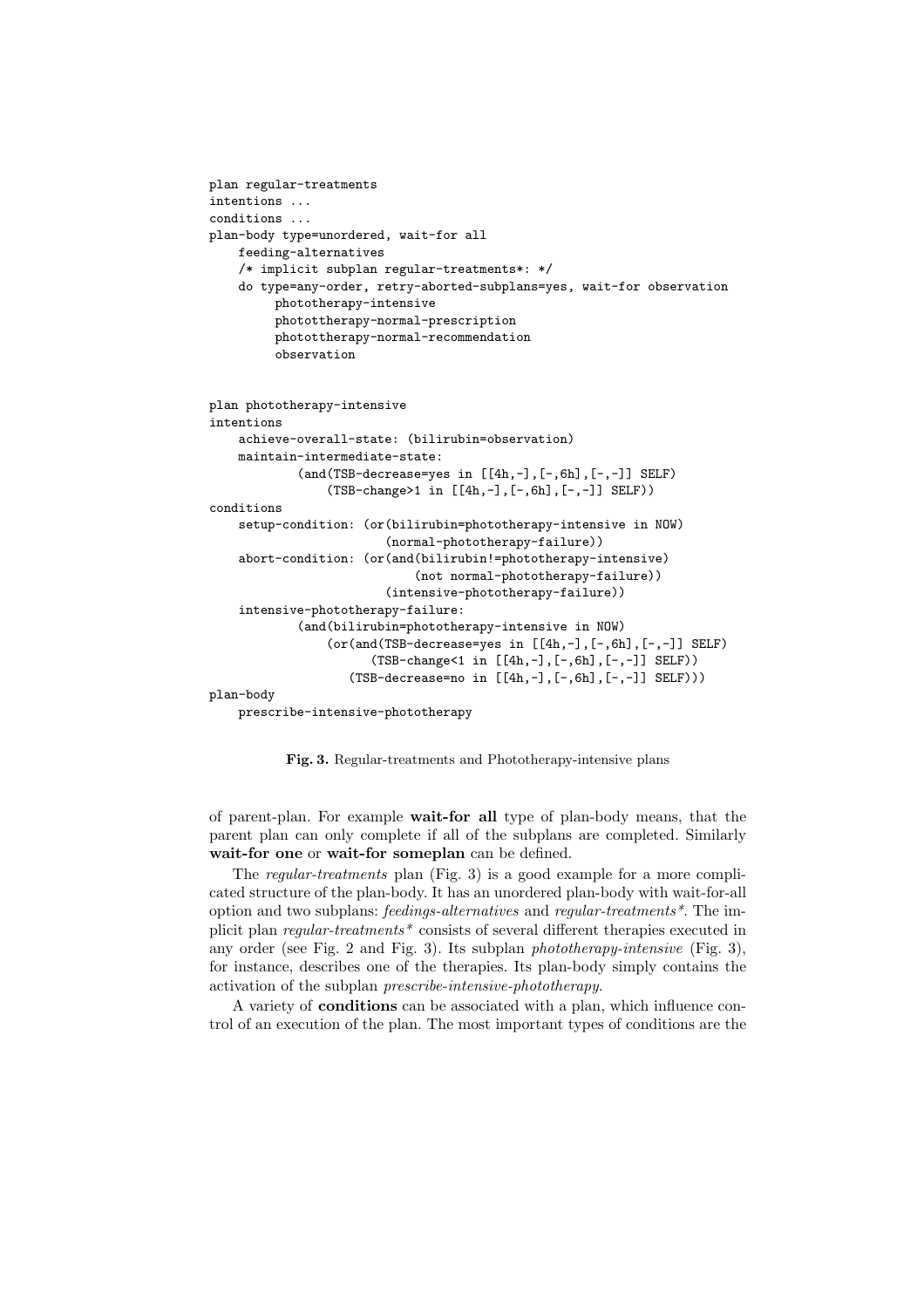```
plan regular-treatments
intentions ...
conditions ...
plan-body type=unordered, wait-for all
    feeding-alternatives
    /* implicit subplan regular-treatments*: */
    do type=any-order, retry-aborted-subplans=yes, wait-for observation
         phototherapy-intensive
         photottherapy-normal-prescription
         photottherapy-normal-recommendation
         observation


plan phototherapy-intensive
intentions
    achieve-overall-state: (bilirubin=observation)
    maintain-intermediate-state:
            (and(TSB-decrease=yes in [[4h,-],[-,6h],[-,-]] SELF)
                (TSB-change>1 in [[4h,-],[-,6h],[-,-]] SELF))
conditions
    setup-condition: (or(bilirubin=phototherapy-intensive in NOW)
                        (normal-phototherapy-failure))
    abort-condition: (or(and(bilirubin!=phototherapy-intensive)
                            (not normal-phototherapy-failure))
                        (intensive-phototherapy-failure))
    intensive-phototherapy-failure:
            (and(bilirubin=phototherapy-intensive in NOW)
                (or(and(TSB-decrease=yes in [[4h,-],[-,6h],[-,-]] SELF)
                      (TSB-change<1 in [[4h,-],[-,6h],[-,-]] SELF))
                   (TSB-decrease=no in [[4h,-],[-,6h],[-,-]] SELF)))
plan-body
    prescribe-intensive-phototherapy
```

**Fig. 3.** Regular-treatments and Phototherapy-intensive plans

of parent-plan. For example **wait-for all** type of plan-body means, that the parent plan can only complete if all of the subplans are completed. Similarly **wait-for one** or **wait-for someplan** can be defined.

The *regular-treatments* plan (Fig. 3) is a good example for a more complicated structure of the plan-body. It has an unordered plan-body with wait-for-all option and two subplans: *feedings-alternatives* and *regular-treatments\**. The implicit plan *regular-treatments\** consists of several different therapies executed in any order (see Fig. 2 and Fig. 3). Its subplan *phototherapy-intensive* (Fig. 3), for instance, describes one of the therapies. Its plan-body simply contains the activation of the subplan *prescribe-intensive-phototherapy*.

A variety of **conditions** can be associated with a plan, which influence control of an execution of the plan. The most important types of conditions are the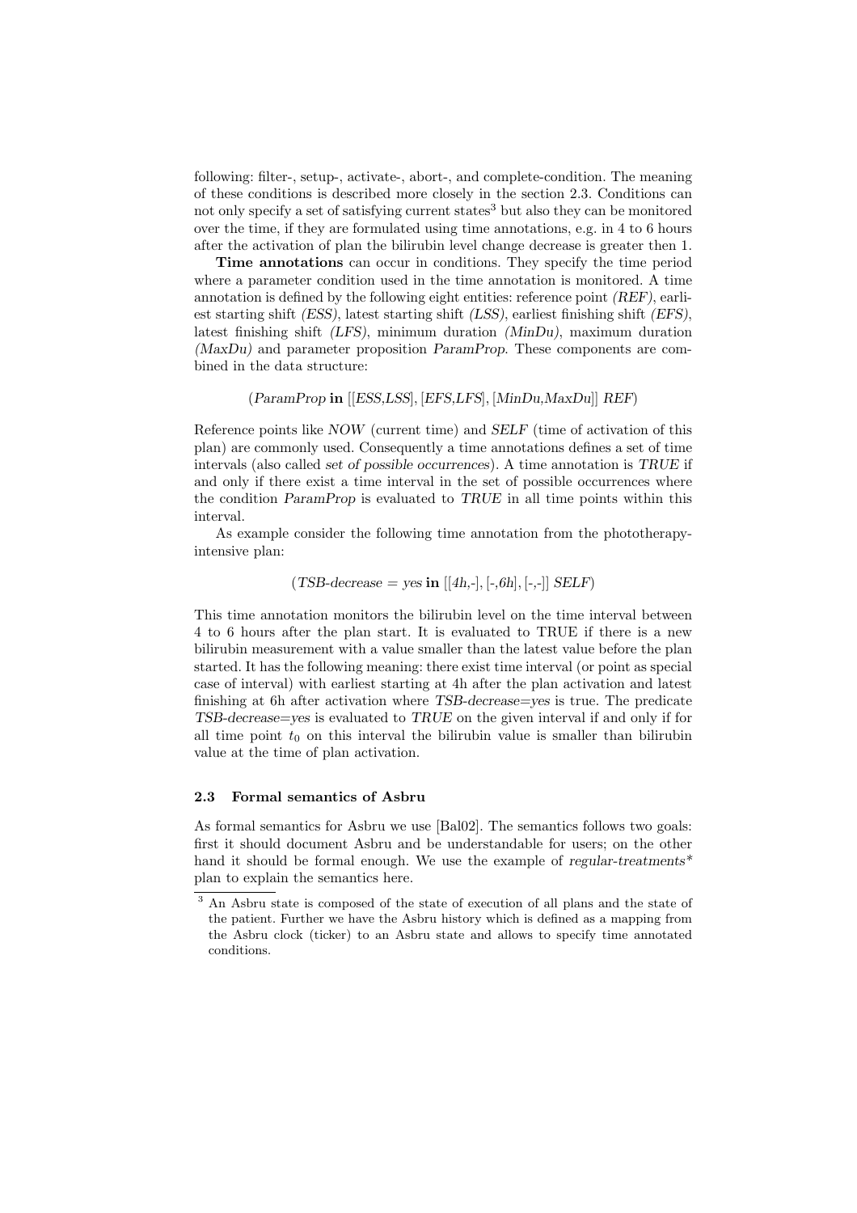following: filter-, setup-, activate-, abort-, and complete-condition. The meaning of these conditions is described more closely in the section 2.3. Conditions can not only specify a set of satisfying current states[3] but also they can be monitored over the time, if they are formulated using time annotations, e.g. in 4 to 6 hours after the activation of plan the bilirubin level change decrease is greater then 1.

**Time annotations** can occur in conditions. They specify the time period where a parameter condition used in the time annotation is monitored. A time annotation is defined by the following eight entities: reference point *(REF)*, earliest starting shift *(ESS)*, latest starting shift *(LSS)*, earliest finishing shift *(EFS)*, latest finishing shift *(LFS)*, minimum duration *(MinDu)*, maximum duration *(MaxDu)* and parameter proposition *ParamProp*. These components are combined in the data structure:

(*ParamProp* **in** [[*ESS*,*LSS*], [*EFS*,*LFS*], [*MinDu*,*MaxDu*]] *REF*)

Reference points like *NOW* (current time) and *SELF* (time of activation of this plan) are commonly used. Consequently a time annotations defines a set of time intervals (also called *set of possible occurrences*). A time annotation is *TRUE* if and only if there exist a time interval in the set of possible occurrences where the condition *ParamProp* is evaluated to *TRUE* in all time points within this interval.

As example consider the following time annotation from the phototherapy-intensive plan:

(*TSB-decrease* = *yes* **in** [[*4h*,-], [-,*6h*], [-,-]] *SELF*)

This time annotation monitors the bilirubin level on the time interval between 4 to 6 hours after the plan start. It is evaluated to TRUE if there is a new bilirubin measurement with a value smaller than the latest value before the plan started. It has the following meaning: there exist time interval (or point as special case of interval) with earliest starting at 4h after the plan activation and latest finishing at 6h after activation where *TSB-decrease*=*yes* is true. The predicate *TSB-decrease*=*yes* is evaluated to *TRUE* on the given interval if and only if for all time point $t_0$ on this interval the bilirubin value is smaller than bilirubin value at the time of plan activation.

### 2.3 Formal semantics of Asbru

As formal semantics for Asbru we use [Bal02]. The semantics follows two goals: first it should document Asbru and be understandable for users; on the other hand it should be formal enough. We use the example of *regular-treatments\** plan to explain the semantics here.

---

[3] An Asbru state is composed of the state of execution of all plans and the state of the patient. Further we have the Asbru history which is defined as a mapping from the Asbru clock (ticker) to an Asbru state and allows to specify time annotated conditions.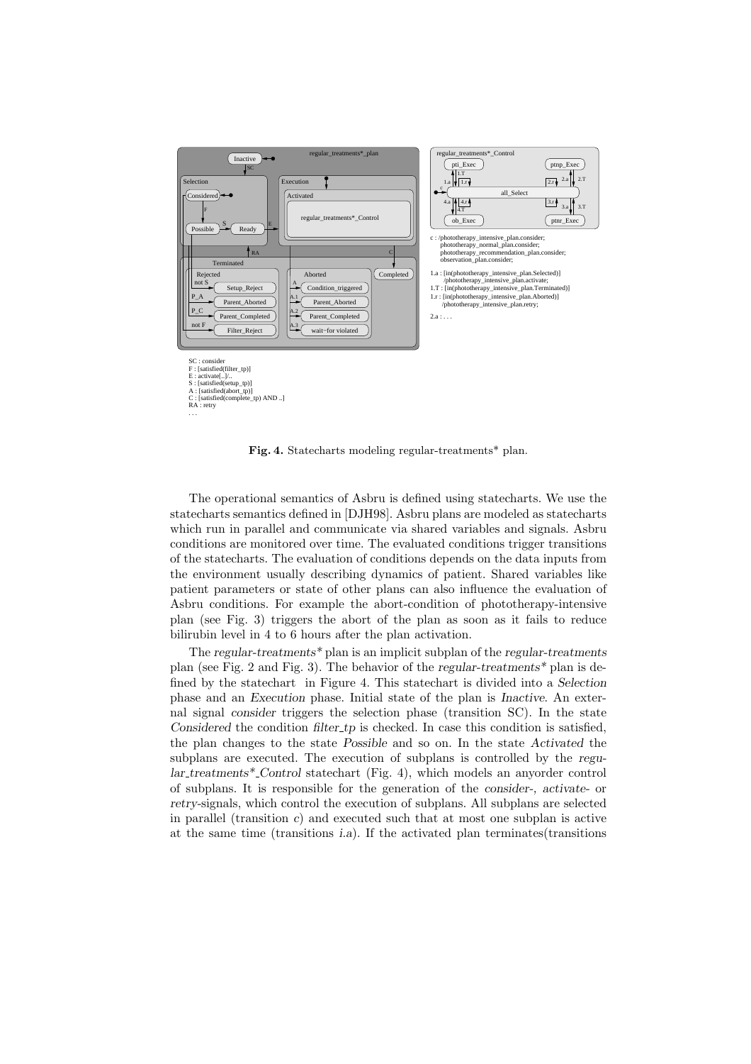SC : consider
F : [satisfied(filter_tp)]
E : activate[..]/..
S : [satisfied(setup_tp)]
A : [satisfied(abort_tp)]
C : [satisfied(complete_tp) AND ..]
RA : retry
. . .

c : /phototherapy_intensive_plan.consider;
phototherapy_normal_plan.consider;
phototherapy_recommendation_plan.consider;
observation_plan.consider;

1.a : [in(phototherapy_intensive_plan.Selected)]
/phototherapy_intensive_plan.activate;
1.T : [in(phototherapy_intensive_plan.Terminated)]
1.r : [in(phototherapy_intensive_plan.Aborted)]
/phototherapy_intensive_plan.retry;

2.a : . . .

**Fig. 4.** Statecharts modeling regular-treatments* plan.

The operational semantics of Asbru is defined using statecharts. We use the statecharts semantics defined in [DJH98]. Asbru plans are modeled as statecharts which run in parallel and communicate via shared variables and signals. Asbru conditions are monitored over time. The evaluated conditions trigger transitions of the statecharts. The evaluation of conditions depends on the data inputs from the environment usually describing dynamics of patient. Shared variables like patient parameters or state of other plans can also influence the evaluation of Asbru conditions. For example the abort-condition of phototherapy-intensive plan (see Fig. 3) triggers the abort of the plan as soon as it fails to reduce bilirubin level in 4 to 6 hours after the plan activation.

The *regular-treatments** plan is an implicit subplan of the *regular-treatments* plan (see Fig. 2 and Fig. 3). The behavior of the *regular-treatments** plan is defined by the statechart in Figure 4. This statechart is divided into a *Selection* phase and an *Execution* phase. Initial state of the plan is *Inactive*. An external signal *consider* triggers the selection phase (transition SC). In the state *Considered* the condition *filter_tp* is checked. In case this condition is satisfied, the plan changes to the state *Possible* and so on. In the state *Activated* the subplans are executed. The execution of subplans is controlled by the *regular_treatments*_Control* statechart (Fig. 4), which models an anyorder control of subplans. It is responsible for the generation of the *consider*-, *activate*- or *retry*-signals, which control the execution of subplans. All subplans are selected in parallel (transition *c*) and executed such that at most one subplan is active at the same time (transitions *i.a*). If the activated plan terminates(transitions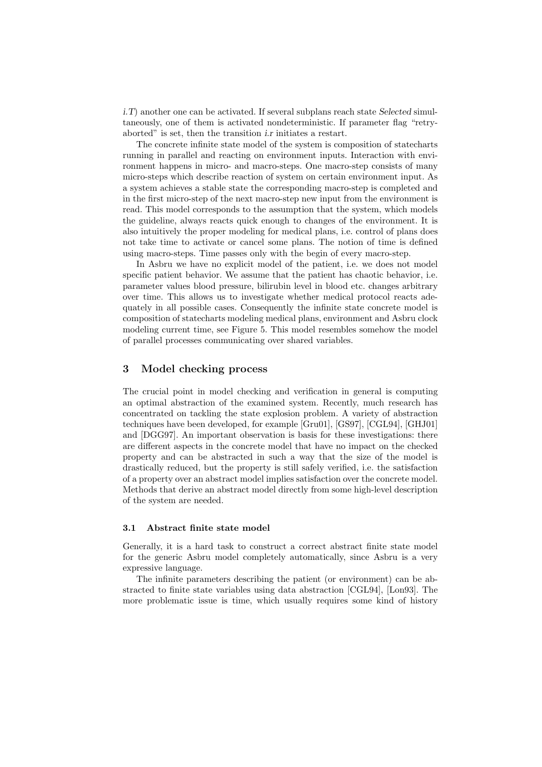*i.T*) another one can be activated. If several subplans reach state *Selected* simultaneously, one of them is activated nondeterministic. If parameter flag "retry-aborted" is set, then the transition *i.r* initiates a restart.

The concrete infinite state model of the system is composition of statecharts running in parallel and reacting on environment inputs. Interaction with environment happens in micro- and macro-steps. One macro-step consists of many micro-steps which describe reaction of system on certain environment input. As a system achieves a stable state the corresponding macro-step is completed and in the first micro-step of the next macro-step new input from the environment is read. This model corresponds to the assumption that the system, which models the guideline, always reacts quick enough to changes of the environment. It is also intuitively the proper modeling for medical plans, i.e. control of plans does not take time to activate or cancel some plans. The notion of time is defined using macro-steps. Time passes only with the begin of every macro-step.

In Asbru we have no explicit model of the patient, i.e. we does not model specific patient behavior. We assume that the patient has chaotic behavior, i.e. parameter values blood pressure, bilirubin level in blood etc. changes arbitrary over time. This allows us to investigate whether medical protocol reacts adequately in all possible cases. Consequently the infinite state concrete model is composition of statecharts modeling medical plans, environment and Asbru clock modeling current time, see Figure 5. This model resembles somehow the model of parallel processes communicating over shared variables.

## 3 Model checking process

The crucial point in model checking and verification in general is computing an optimal abstraction of the examined system. Recently, much research has concentrated on tackling the state explosion problem. A variety of abstraction techniques have been developed, for example [Gru01], [GS97], [CGL94], [GHJ01] and [DGG97]. An important observation is basis for these investigations: there are different aspects in the concrete model that have no impact on the checked property and can be abstracted in such a way that the size of the model is drastically reduced, but the property is still safely verified, i.e. the satisfaction of a property over an abstract model implies satisfaction over the concrete model. Methods that derive an abstract model directly from some high-level description of the system are needed.

### 3.1 Abstract finite state model

Generally, it is a hard task to construct a correct abstract finite state model for the generic Asbru model completely automatically, since Asbru is a very expressive language.

The infinite parameters describing the patient (or environment) can be abstracted to finite state variables using data abstraction [CGL94], [Lon93]. The more problematic issue is time, which usually requires some kind of history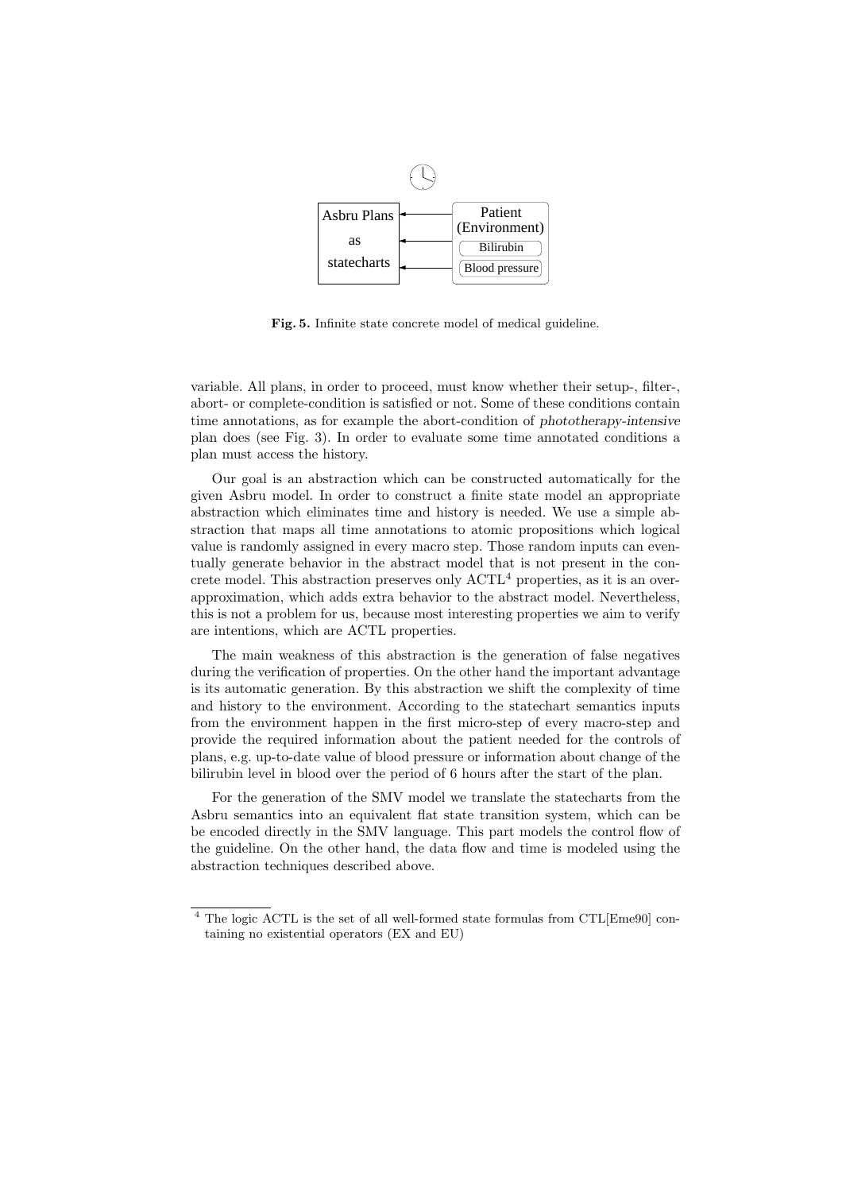Fig. 5. Infinite state concrete model of medical guideline.

variable. All plans, in order to proceed, must know whether their setup-, filter-, abort- or complete-condition is satisfied or not. Some of these conditions contain time annotations, as for example the abort-condition of *phototherapy-intensive* plan does (see Fig. 3). In order to evaluate some time annotated conditions a plan must access the history.

Our goal is an abstraction which can be constructed automatically for the given Asbru model. In order to construct a finite state model an appropriate abstraction which eliminates time and history is needed. We use a simple abstraction that maps all time annotations to atomic propositions which logical value is randomly assigned in every macro step. Those random inputs can eventually generate behavior in the abstract model that is not present in the concrete model. This abstraction preserves only ACTL[4] properties, as it is an over-approximation, which adds extra behavior to the abstract model. Nevertheless, this is not a problem for us, because most interesting properties we aim to verify are intentions, which are ACTL properties.

The main weakness of this abstraction is the generation of false negatives during the verification of properties. On the other hand the important advantage is its automatic generation. By this abstraction we shift the complexity of time and history to the environment. According to the statechart semantics inputs from the environment happen in the first micro-step of every macro-step and provide the required information about the patient needed for the controls of plans, e.g. up-to-date value of blood pressure or information about change of the bilirubin level in blood over the period of 6 hours after the start of the plan.

For the generation of the SMV model we translate the statecharts from the Asbru semantics into an equivalent flat state transition system, which can be be encoded directly in the SMV language. This part models the control flow of the guideline. On the other hand, the data flow and time is modeled using the abstraction techniques described above.

[4] The logic ACTL is the set of all well-formed state formulas from CTL[Eme90] containing no existential operators (EX and EU)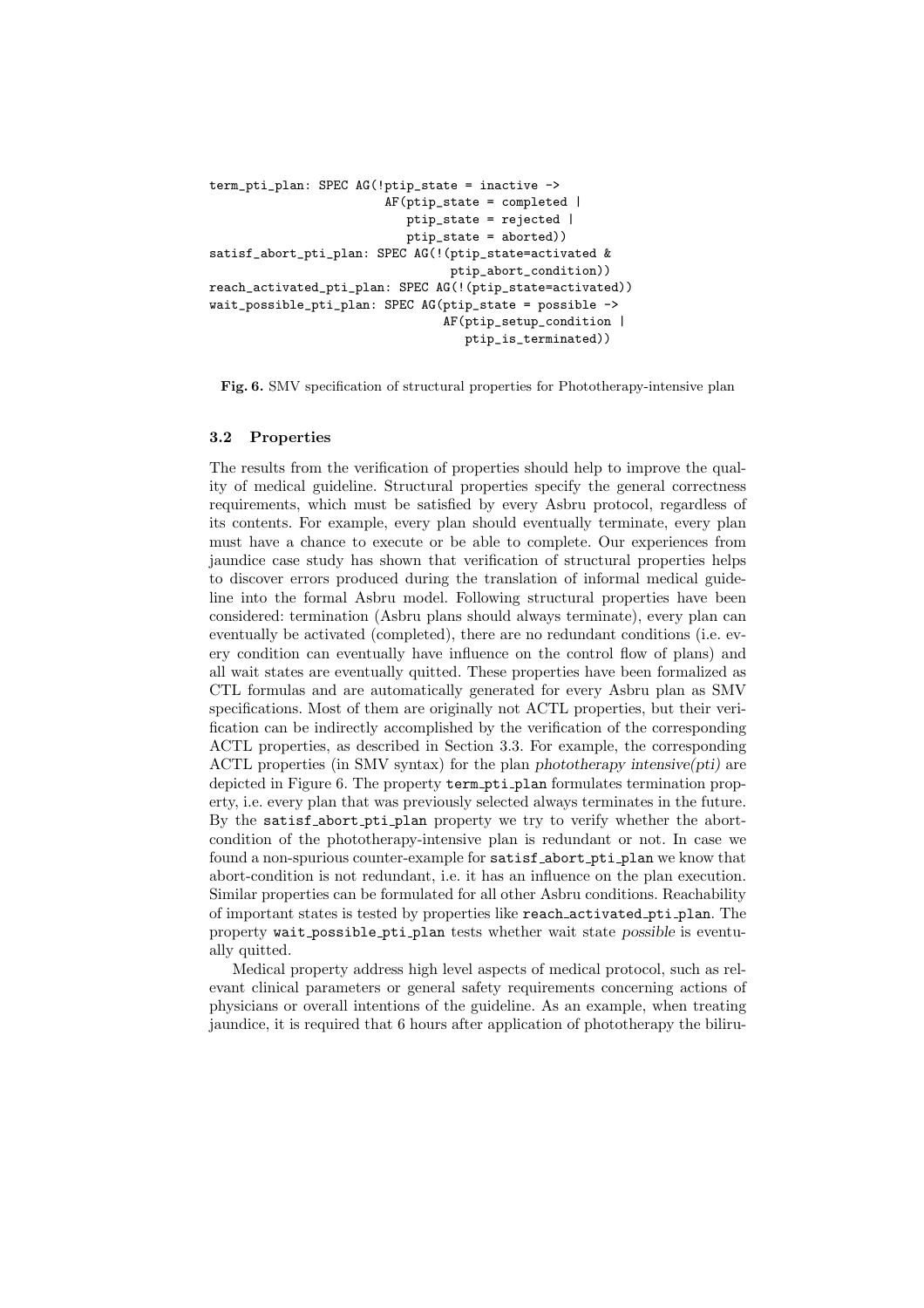```
term_pti_plan: SPEC AG(!ptip_state = inactive ->
                        AF(ptip_state = completed |
                           ptip_state = rejected |
                           ptip_state = aborted))
satisf_abort_pti_plan: SPEC AG(!(ptip_state=activated &
                                 ptip_abort_condition))
reach_activated_pti_plan: SPEC AG(!(ptip_state=activated))
wait_possible_pti_plan: SPEC AG(ptip_state = possible ->
                                AF(ptip_setup_condition |
                                   ptip_is_terminated))
```

**Fig. 6.** SMV specification of structural properties for Phototherapy-intensive plan

### 3.2 Properties

The results from the verification of properties should help to improve the quality of medical guideline. Structural properties specify the general correctness requirements, which must be satisfied by every Asbru protocol, regardless of its contents. For example, every plan should eventually terminate, every plan must have a chance to execute or be able to complete. Our experiences from jaundice case study has shown that verification of structural properties helps to discover errors produced during the translation of informal medical guideline into the formal Asbru model. Following structural properties have been considered: termination (Asbru plans should always terminate), every plan can eventually be activated (completed), there are no redundant conditions (i.e. every condition can eventually have influence on the control flow of plans) and all wait states are eventually quitted. These properties have been formalized as CTL formulas and are automatically generated for every Asbru plan as SMV specifications. Most of them are originally not ACTL properties, but their verification can be indirectly accomplished by the verification of the corresponding ACTL properties, as described in Section 3.3. For example, the corresponding ACTL properties (in SMV syntax) for the plan *phototherapy intensive(pti)* are depicted in Figure 6. The property `term_pti_plan` formulates termination property, i.e. every plan that was previously selected always terminates in the future. By the `satisf_abort_pti_plan` property we try to verify whether the abort-condition of the phototherapy-intensive plan is redundant or not. In case we found a non-spurious counter-example for `satisf_abort_pti_plan` we know that abort-condition is not redundant, i.e. it has an influence on the plan execution. Similar properties can be formulated for all other Asbru conditions. Reachability of important states is tested by properties like `reach_activated_pti_plan`. The property `wait_possible_pti_plan` tests whether wait state *possible* is eventually quitted.

Medical property address high level aspects of medical protocol, such as relevant clinical parameters or general safety requirements concerning actions of physicians or overall intentions of the guideline. As an example, when treating jaundice, it is required that 6 hours after application of phototherapy the biliru-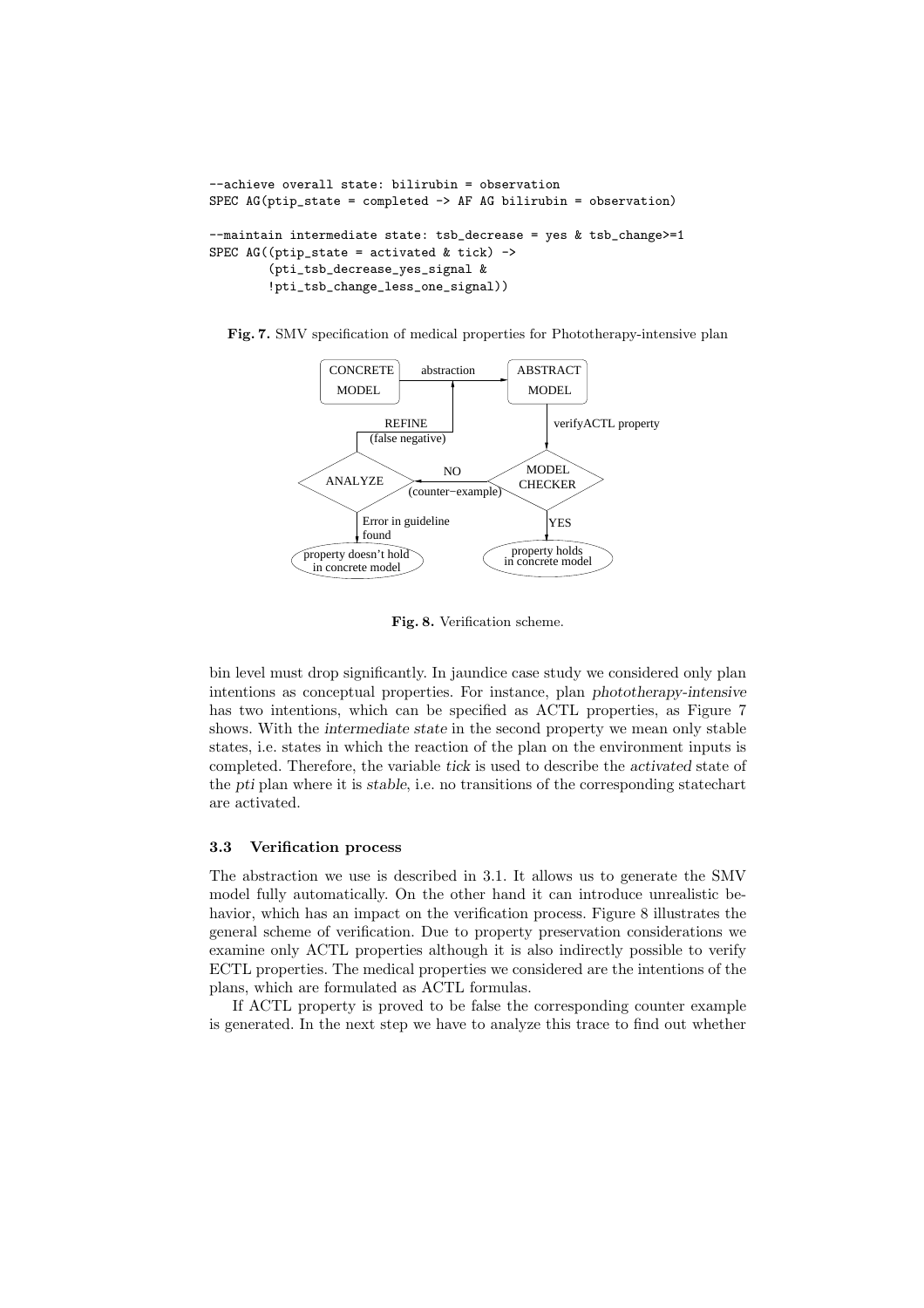```
--achieve overall state: bilirubin = observation
SPEC AG(ptip_state = completed -> AF AG bilirubin = observation)

--maintain intermediate state: tsb_decrease = yes & tsb_change>=1
SPEC AG((ptip_state = activated & tick) ->
        (pti_tsb_decrease_yes_signal &
        !pti_tsb_change_less_one_signal))
```

**Fig. 7.** SMV specification of medical properties for Phototherapy-intensive plan

**Fig. 8.** Verification scheme.

bin level must drop significantly. In jaundice case study we considered only plan intentions as conceptual properties. For instance, plan *phototherapy-intensive* has two intentions, which can be specified as ACTL properties, as Figure 7 shows. With the *intermediate state* in the second property we mean only stable states, i.e. states in which the reaction of the plan on the environment inputs is completed. Therefore, the variable *tick* is used to describe the *activated* state of the *pti* plan where it is *stable*, i.e. no transitions of the corresponding statechart are activated.

### 3.3 Verification process

The abstraction we use is described in 3.1. It allows us to generate the SMV model fully automatically. On the other hand it can introduce unrealistic behavior, which has an impact on the verification process. Figure 8 illustrates the general scheme of verification. Due to property preservation considerations we examine only ACTL properties although it is also indirectly possible to verify ECTL properties. The medical properties we considered are the intentions of the plans, which are formulated as ACTL formulas.

If ACTL property is proved to be false the corresponding counter example is generated. In the next step we have to analyze this trace to find out whether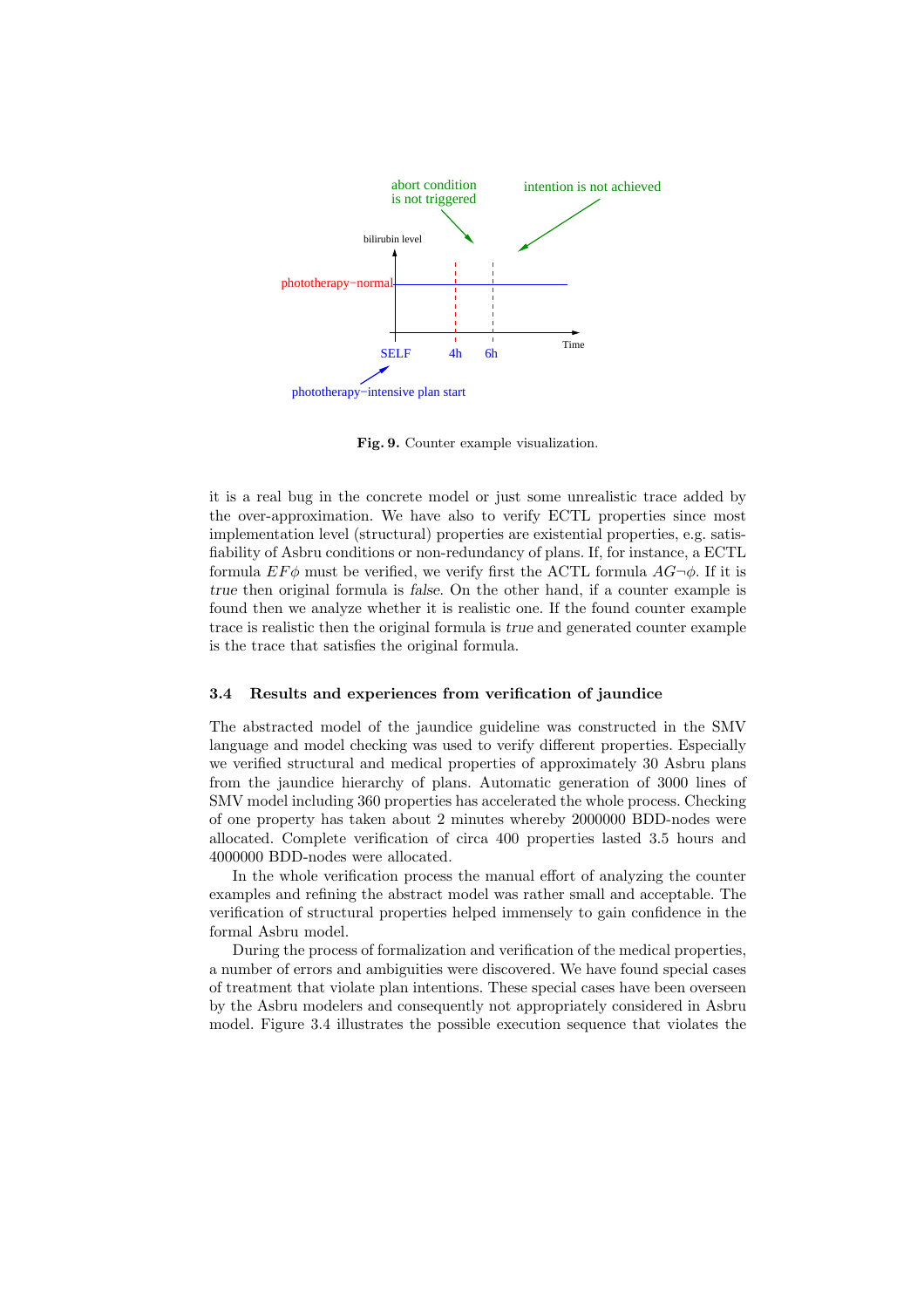**Fig. 9.** Counter example visualization.

it is a real bug in the concrete model or just some unrealistic trace added by the over-approximation. We have also to verify ECTL properties since most implementation level (structural) properties are existential properties, e.g. satisfiability of Asbru conditions or non-redundancy of plans. If, for instance, a ECTL formula $EF\phi$ must be verified, we verify first the ACTL formula $AG\neg\phi$. If it is *true* then original formula is *false*. On the other hand, if a counter example is found then we analyze whether it is realistic one. If the found counter example trace is realistic then the original formula is *true* and generated counter example is the trace that satisfies the original formula.

### 3.4 Results and experiences from verification of jaundice

The abstracted model of the jaundice guideline was constructed in the SMV language and model checking was used to verify different properties. Especially we verified structural and medical properties of approximately 30 Asbru plans from the jaundice hierarchy of plans. Automatic generation of 3000 lines of SMV model including 360 properties has accelerated the whole process. Checking of one property has taken about 2 minutes whereby 2000000 BDD-nodes were allocated. Complete verification of circa 400 properties lasted 3.5 hours and 4000000 BDD-nodes were allocated.

In the whole verification process the manual effort of analyzing the counter examples and refining the abstract model was rather small and acceptable. The verification of structural properties helped immensely to gain confidence in the formal Asbru model.

During the process of formalization and verification of the medical properties, a number of errors and ambiguities were discovered. We have found special cases of treatment that violate plan intentions. These special cases have been overseen by the Asbru modelers and consequently not appropriately considered in Asbru model. Figure 3.4 illustrates the possible execution sequence that violates the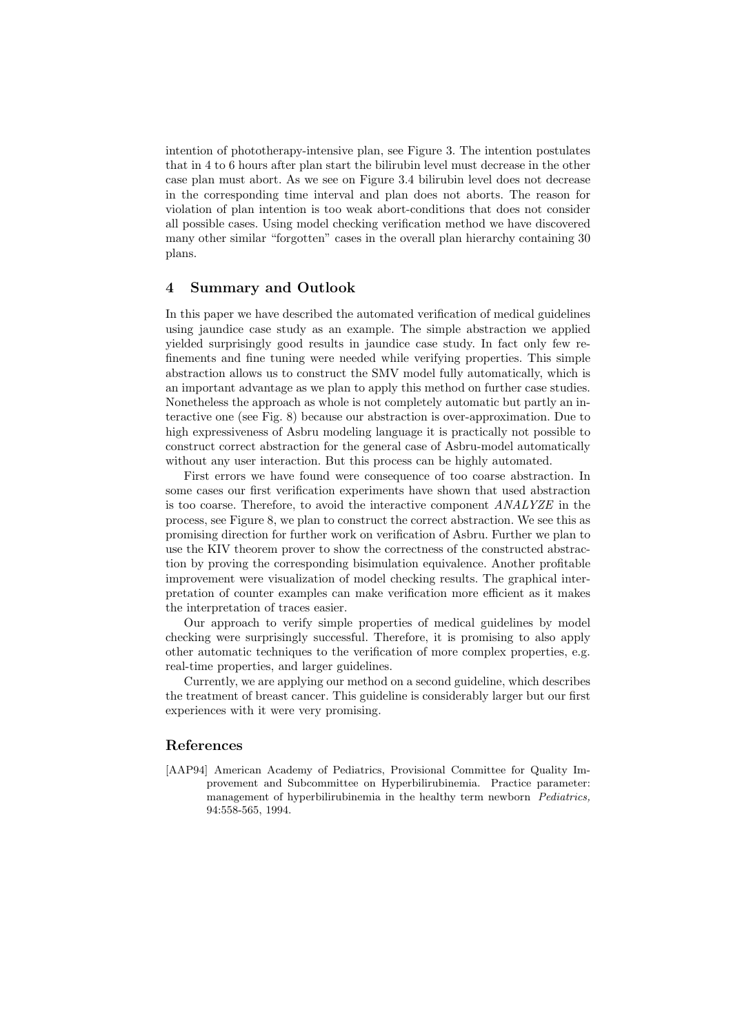intention of phototherapy-intensive plan, see Figure 3. The intention postulates that in 4 to 6 hours after plan start the bilirubin level must decrease in the other case plan must abort. As we see on Figure 3.4 bilirubin level does not decrease in the corresponding time interval and plan does not aborts. The reason for violation of plan intention is too weak abort-conditions that does not consider all possible cases. Using model checking verification method we have discovered many other similar "forgotten" cases in the overall plan hierarchy containing 30 plans.

## 4 Summary and Outlook

In this paper we have described the automated verification of medical guidelines using jaundice case study as an example. The simple abstraction we applied yielded surprisingly good results in jaundice case study. In fact only few refinements and fine tuning were needed while verifying properties. This simple abstraction allows us to construct the SMV model fully automatically, which is an important advantage as we plan to apply this method on further case studies. Nonetheless the approach as whole is not completely automatic but partly an interactive one (see Fig. 8) because our abstraction is over-approximation. Due to high expressiveness of Asbru modeling language it is practically not possible to construct correct abstraction for the general case of Asbru-model automatically without any user interaction. But this process can be highly automated.

First errors we have found were consequence of too coarse abstraction. In some cases our first verification experiments have shown that used abstraction is too coarse. Therefore, to avoid the interactive component *ANALYZE* in the process, see Figure 8, we plan to construct the correct abstraction. We see this as promising direction for further work on verification of Asbru. Further we plan to use the KIV theorem prover to show the correctness of the constructed abstraction by proving the corresponding bisimulation equivalence. Another profitable improvement were visualization of model checking results. The graphical interpretation of counter examples can make verification more efficient as it makes the interpretation of traces easier.

Our approach to verify simple properties of medical guidelines by model checking were surprisingly successful. Therefore, it is promising to also apply other automatic techniques to the verification of more complex properties, e.g. real-time properties, and larger guidelines.

Currently, we are applying our method on a second guideline, which describes the treatment of breast cancer. This guideline is considerably larger but our first experiences with it were very promising.

## References

[AAP94] American Academy of Pediatrics, Provisional Committee for Quality Improvement and Subcommittee on Hyperbilirubinemia. Practice parameter: management of hyperbilirubinemia in the healthy term newborn *Pediatrics,* 94:558-565, 1994.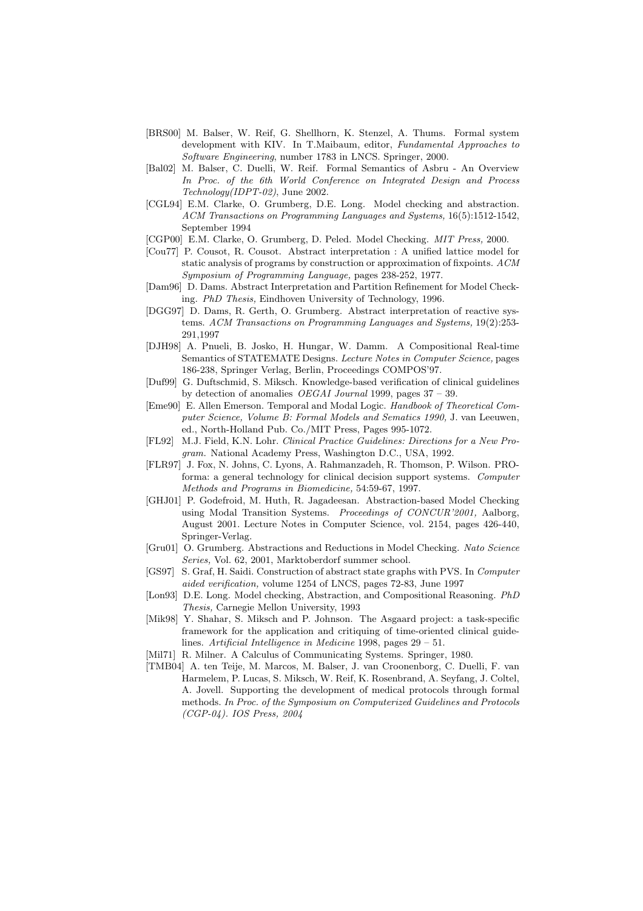[BRS00] M. Balser, W. Reif, G. Shellhorn, K. Stenzel, A. Thums. Formal system development with KIV. In T.Maibaum, editor, *Fundamental Approaches to Software Engineering*, number 1783 in LNCS. Springer, 2000.

[Bal02] M. Balser, C. Duelli, W. Reif. Formal Semantics of Asbru - An Overview *In Proc. of the 6th World Conference on Integrated Design and Process Technology(IDPT-02)*, June 2002.

[CGL94] E.M. Clarke, O. Grumberg, D.E. Long. Model checking and abstraction. *ACM Transactions on Programming Languages and Systems,* 16(5):1512-1542, September 1994

[CGP00] E.M. Clarke, O. Grumberg, D. Peled. Model Checking. *MIT Press,* 2000.

[Cou77] P. Cousot, R. Cousot. Abstract interpretation : A unified lattice model for static analysis of programs by construction or approximation of fixpoints. *ACM Symposium of Programming Language,* pages 238-252, 1977.

[Dam96] D. Dams. Abstract Interpretation and Partition Refinement for Model Checking. *PhD Thesis,* Eindhoven University of Technology, 1996.

[DGG97] D. Dams, R. Gerth, O. Grumberg. Abstract interpretation of reactive systems. *ACM Transactions on Programming Languages and Systems,* 19(2):253-291,1997

[DJH98] A. Pnueli, B. Josko, H. Hungar, W. Damm. A Compositional Real-time Semantics of STATEMATE Designs. *Lecture Notes in Computer Science,* pages 186-238, Springer Verlag, Berlin, Proceedings COMPOS'97.

[Duf99] G. Duftschmid, S. Miksch. Knowledge-based verification of clinical guidelines by detection of anomalies *OEGAI Journal* 1999, pages 37 – 39.

[Eme90] E. Allen Emerson. Temporal and Modal Logic. *Handbook of Theoretical Computer Science, Volume B: Formal Models and Sematics 1990,* J. van Leeuwen, ed., North-Holland Pub. Co./MIT Press, Pages 995-1072.

[FL92] M.J. Field, K.N. Lohr. *Clinical Practice Guidelines: Directions for a New Program.* National Academy Press, Washington D.C., USA, 1992.

[FLR97] J. Fox, N. Johns, C. Lyons, A. Rahmanzadeh, R. Thomson, P. Wilson. PROforma: a general technology for clinical decision support systems. *Computer Methods and Programs in Biomedicine,* 54:59-67, 1997.

[GHJ01] P. Godefroid, M. Huth, R. Jagadeesan. Abstraction-based Model Checking using Modal Transition Systems. *Proceedings of CONCUR'2001,* Aalborg, August 2001. Lecture Notes in Computer Science, vol. 2154, pages 426-440, Springer-Verlag.

[Gru01] O. Grumberg. Abstractions and Reductions in Model Checking. *Nato Science Series,* Vol. 62, 2001, Marktoberdorf summer school.

[GS97] S. Graf, H. Saidi. Construction of abstract state graphs with PVS. In *Computer aided verification,* volume 1254 of LNCS, pages 72-83, June 1997

[Lon93] D.E. Long. Model checking, Abstraction, and Compositional Reasoning. *PhD Thesis,* Carnegie Mellon University, 1993

[Mik98] Y. Shahar, S. Miksch and P. Johnson. The Asgaard project: a task-specific framework for the application and critiquing of time-oriented clinical guidelines. *Artificial Intelligence in Medicine* 1998, pages 29 – 51.

[Mil71] R. Milner. A Calculus of Communicating Systems. Springer, 1980.

[TMB04] A. ten Teije, M. Marcos, M. Balser, J. van Croonenborg, C. Duelli, F. van Harmelem, P. Lucas, S. Miksch, W. Reif, K. Rosenbrand, A. Seyfang, J. Coltel, A. Jovell. Supporting the development of medical protocols through formal methods. *In Proc. of the Symposium on Computerized Guidelines and Protocols (CGP-04). IOS Press, 2004*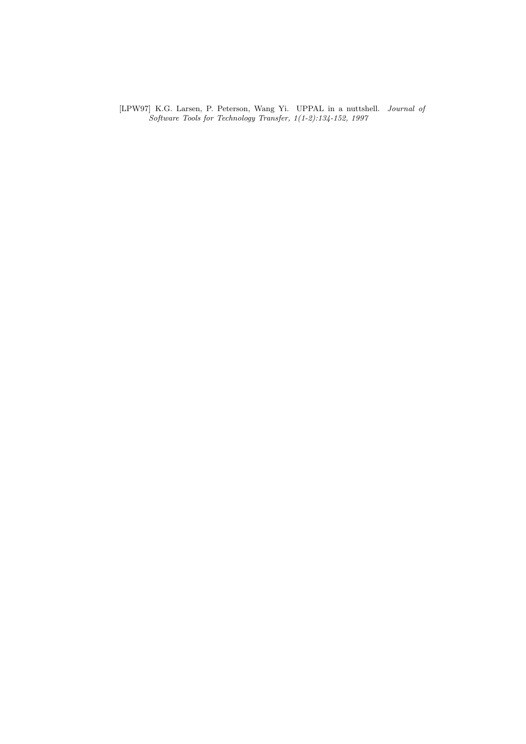[LPW97] K.G. Larsen, P. Peterson, Wang Yi. UPPAL in a nuttshell. *Journal of Software Tools for Technology Transfer, 1(1-2):134-152, 1997*